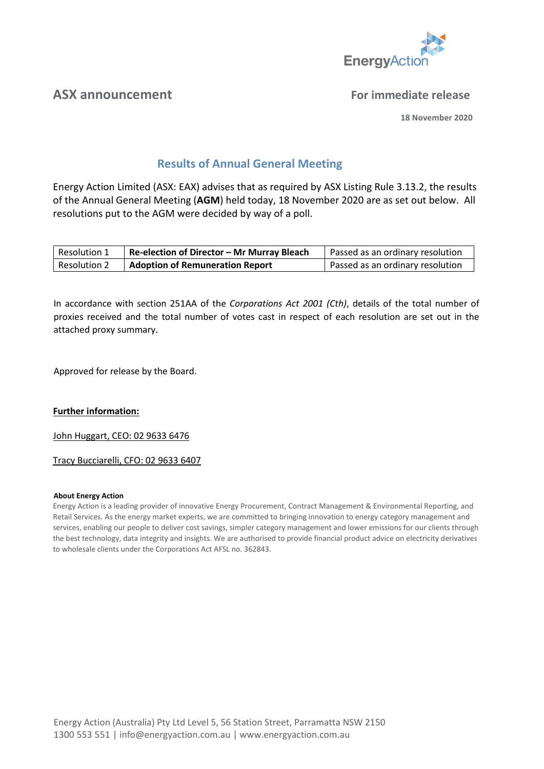## ASX announcement

**For immediate release**

**18 November 2020**

# Results of Annual General Meeting

Energy Action Limited (ASX: EAX) advises that as required by ASX Listing Rule 3.13.2, the results of the Annual General Meeting (**AGM**) held today, 18 November 2020 are as set out below. All resolutions put to the AGM were decided by way of a poll.

| | | |
|---|---|---|
| Resolution 1 | **Re-election of Director – Mr Murray Bleach** | Passed as an ordinary resolution |
| Resolution 2 | **Adoption of Remuneration Report** | Passed as an ordinary resolution |

In accordance with section 251AA of the *Corporations Act 2001 (Cth)*, details of the total number of proxies received and the total number of votes cast in respect of each resolution are set out in the attached proxy summary.

Approved for release by the Board.

**Further information:**

John Huggart, CEO: 02 9633 6476

Tracy Bucciarelli, CFO: 02 9633 6407

**About Energy Action**

Energy Action is a leading provider of innovative Energy Procurement, Contract Management & Environmental Reporting, and Retail Services. As the energy market experts, we are committed to bringing innovation to energy category management and services, enabling our people to deliver cost savings, simpler category management and lower emissions for our clients through the best technology, data integrity and insights. We are authorised to provide financial product advice on electricity derivatives to wholesale clients under the Corporations Act AFSL no. 362843.

Energy Action (Australia) Pty Ltd Level 5, 56 Station Street, Parramatta NSW 2150
1300 553 551 | info@energyaction.com.au | www.energyaction.com.au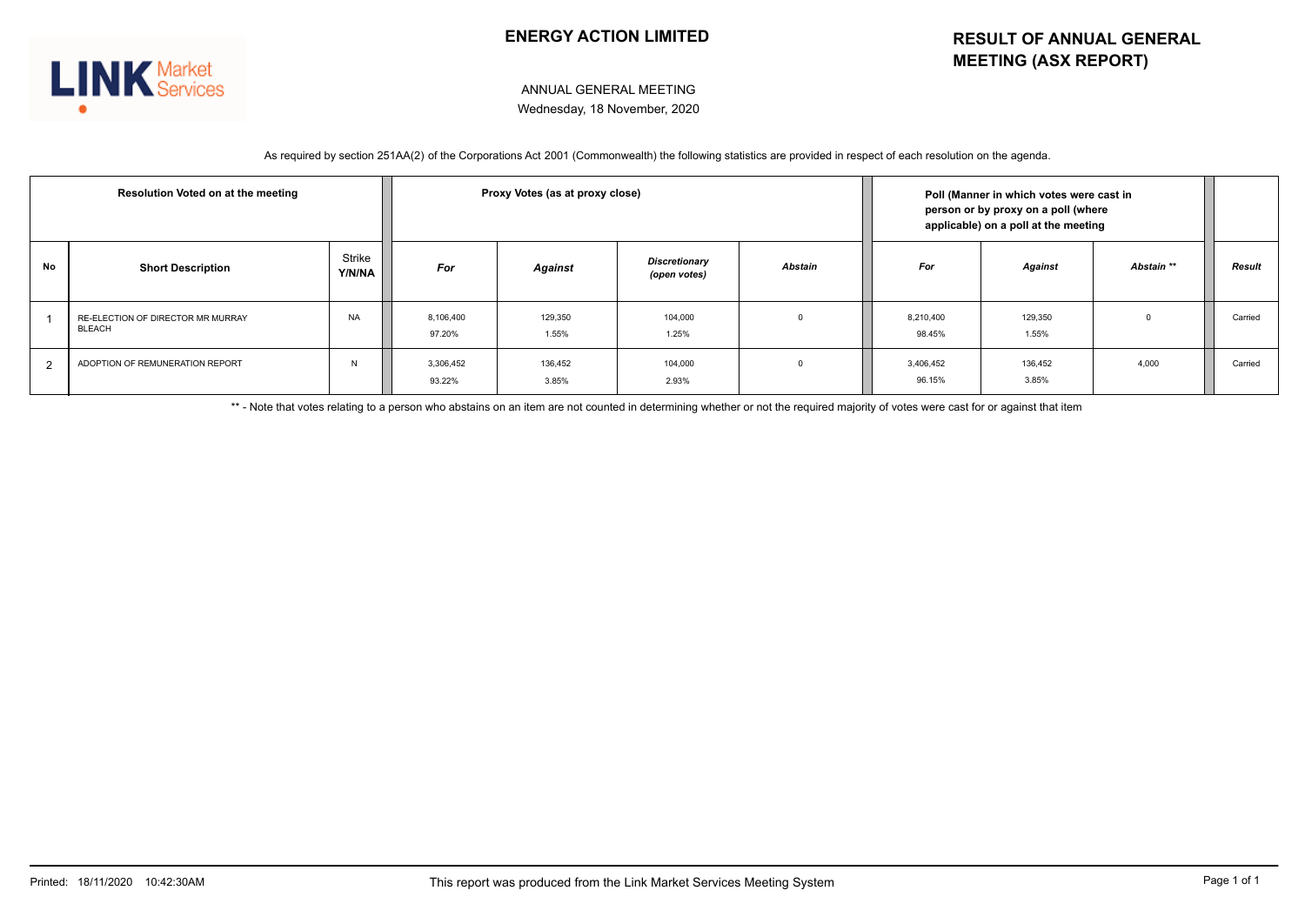# ENERGY ACTION LIMITED

## RESULT OF ANNUAL GENERAL MEETING (ASX REPORT)

ANNUAL GENERAL MEETING
Wednesday, 18 November, 2020

As required by section 251AA(2) of the Corporations Act 2001 (Commonwealth) the following statistics are provided in respect of each resolution on the agenda.

| Resolution Voted on at the meeting | | | Proxy Votes (as at proxy close) | | | | Poll (Manner in which votes were cast in person or by proxy on a poll (where applicable) on a poll at the meeting | | | |
|---|---|---|---|---|---|---|---|---|---|---|
| **No** | **Short Description** | **Strike Y/N/NA** | ***For*** | ***Against*** | ***Discretionary (open votes)*** | ***Abstain*** | ***For*** | ***Against*** | ***Abstain \*\**** | ***Result*** |
| 1 | RE-ELECTION OF DIRECTOR MR MURRAY BLEACH | NA | 8,106,400<br>97.20% | 129,350<br>1.55% | 104,000<br>1.25% | 0 | 8,210,400<br>98.45% | 129,350<br>1.55% | 0 | Carried |
| 2 | ADOPTION OF REMUNERATION REPORT | N | 3,306,452<br>93.22% | 136,452<br>3.85% | 104,000<br>2.93% | 0 | 3,406,452<br>96.15% | 136,452<br>3.85% | 4,000 | Carried |

** - Note that votes relating to a person who abstains on an item are not counted in determining whether or not the required majority of votes were cast for or against that item

Printed: 18/11/2020 10:42:30AM

This report was produced from the Link Market Services Meeting System